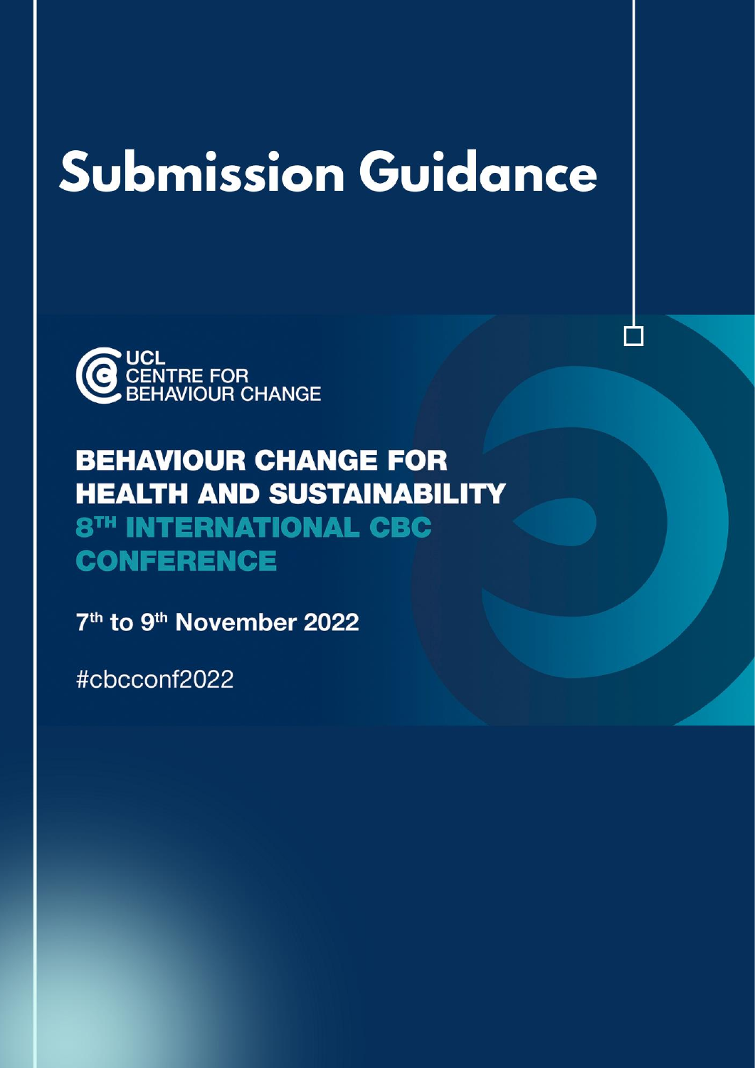# Submission Guidance

UCL
CENTRE FOR
BEHAVIOUR CHANGE

## BEHAVIOUR CHANGE FOR HEALTH AND SUSTAINABILITY

## 8TH INTERNATIONAL CBC CONFERENCE

**7th to 9th November 2022**

#cbcconf2022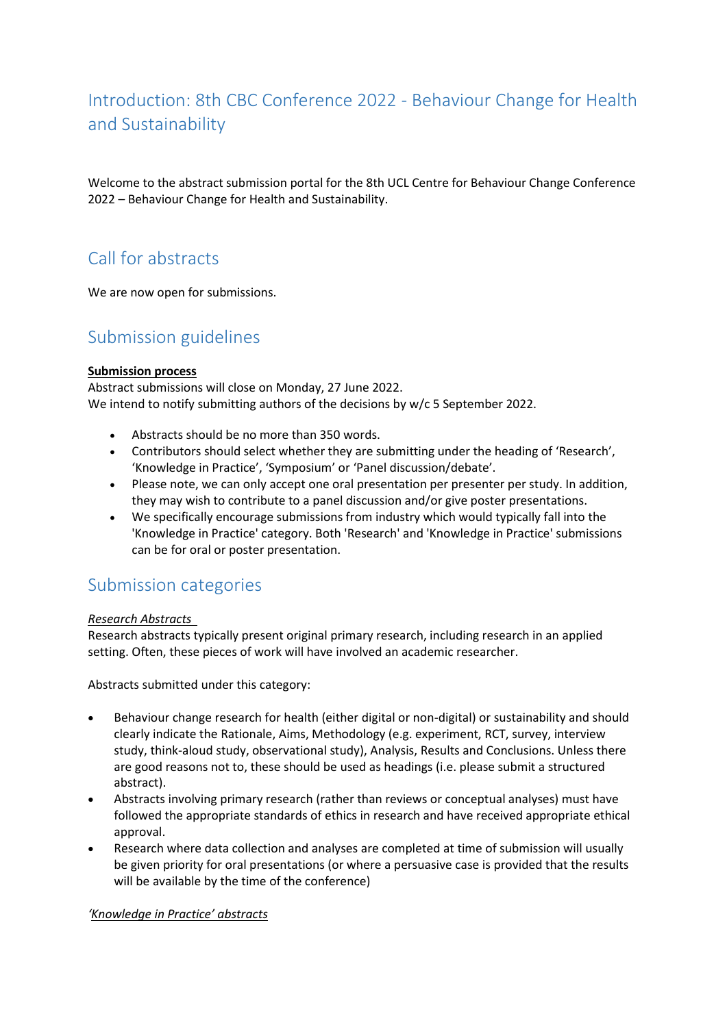## Introduction: 8th CBC Conference 2022 - Behaviour Change for Health and Sustainability

Welcome to the abstract submission portal for the 8th UCL Centre for Behaviour Change Conference 2022 – Behaviour Change for Health and Sustainability.

## Call for abstracts

We are now open for submissions.

## Submission guidelines

**Submission process**

Abstract submissions will close on Monday, 27 June 2022.
We intend to notify submitting authors of the decisions by w/c 5 September 2022.

- Abstracts should be no more than 350 words.
- Contributors should select whether they are submitting under the heading of 'Research', 'Knowledge in Practice', 'Symposium' or 'Panel discussion/debate'.
- Please note, we can only accept one oral presentation per presenter per study. In addition, they may wish to contribute to a panel discussion and/or give poster presentations.
- We specifically encourage submissions from industry which would typically fall into the 'Knowledge in Practice' category. Both 'Research' and 'Knowledge in Practice' submissions can be for oral or poster presentation.

## Submission categories

*Research Abstracts*

Research abstracts typically present original primary research, including research in an applied setting. Often, these pieces of work will have involved an academic researcher.

Abstracts submitted under this category:

- Behaviour change research for health (either digital or non-digital) or sustainability and should clearly indicate the Rationale, Aims, Methodology (e.g. experiment, RCT, survey, interview study, think-aloud study, observational study), Analysis, Results and Conclusions. Unless there are good reasons not to, these should be used as headings (i.e. please submit a structured abstract).
- Abstracts involving primary research (rather than reviews or conceptual analyses) must have followed the appropriate standards of ethics in research and have received appropriate ethical approval.
- Research where data collection and analyses are completed at time of submission will usually be given priority for oral presentations (or where a persuasive case is provided that the results will be available by the time of the conference)

*'Knowledge in Practice' abstracts*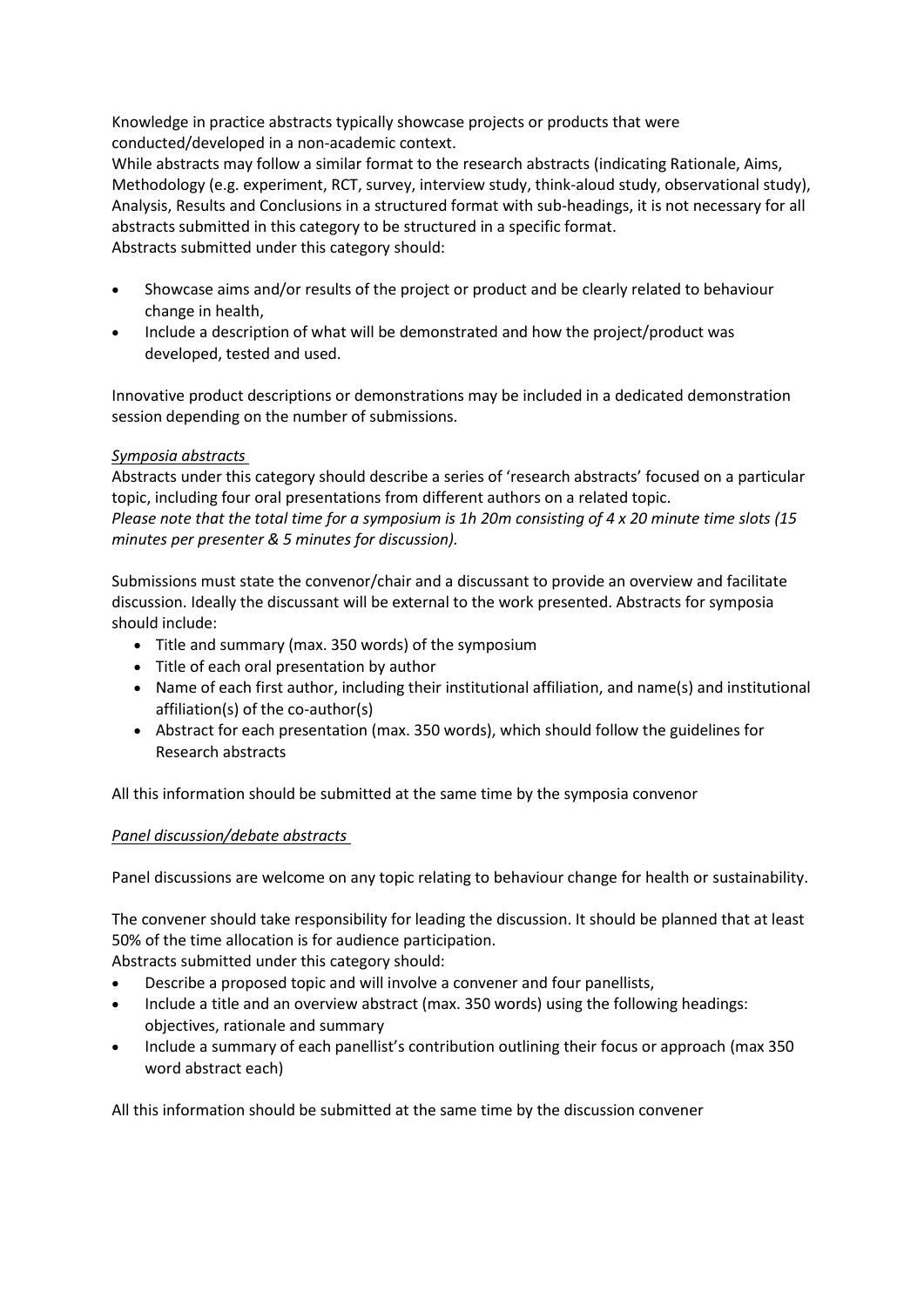Knowledge in practice abstracts typically showcase projects or products that were conducted/developed in a non-academic context.
While abstracts may follow a similar format to the research abstracts (indicating Rationale, Aims, Methodology (e.g. experiment, RCT, survey, interview study, think-aloud study, observational study), Analysis, Results and Conclusions in a structured format with sub-headings, it is not necessary for all abstracts submitted in this category to be structured in a specific format.
Abstracts submitted under this category should:

- Showcase aims and/or results of the project or product and be clearly related to behaviour change in health,
- Include a description of what will be demonstrated and how the project/product was developed, tested and used.

Innovative product descriptions or demonstrations may be included in a dedicated demonstration session depending on the number of submissions.

*Symposia abstracts*

Abstracts under this category should describe a series of 'research abstracts' focused on a particular topic, including four oral presentations from different authors on a related topic.
*Please note that the total time for a symposium is 1h 20m consisting of 4 x 20 minute time slots (15 minutes per presenter & 5 minutes for discussion).*

Submissions must state the convenor/chair and a discussant to provide an overview and facilitate discussion. Ideally the discussant will be external to the work presented. Abstracts for symposia should include:

- Title and summary (max. 350 words) of the symposium
- Title of each oral presentation by author
- Name of each first author, including their institutional affiliation, and name(s) and institutional affiliation(s) of the co-author(s)
- Abstract for each presentation (max. 350 words), which should follow the guidelines for Research abstracts

All this information should be submitted at the same time by the symposia convenor

*Panel discussion/debate abstracts*

Panel discussions are welcome on any topic relating to behaviour change for health or sustainability.

The convener should take responsibility for leading the discussion. It should be planned that at least 50% of the time allocation is for audience participation.
Abstracts submitted under this category should:

- Describe a proposed topic and will involve a convener and four panellists,
- Include a title and an overview abstract (max. 350 words) using the following headings: objectives, rationale and summary
- Include a summary of each panellist's contribution outlining their focus or approach (max 350 word abstract each)

All this information should be submitted at the same time by the discussion convener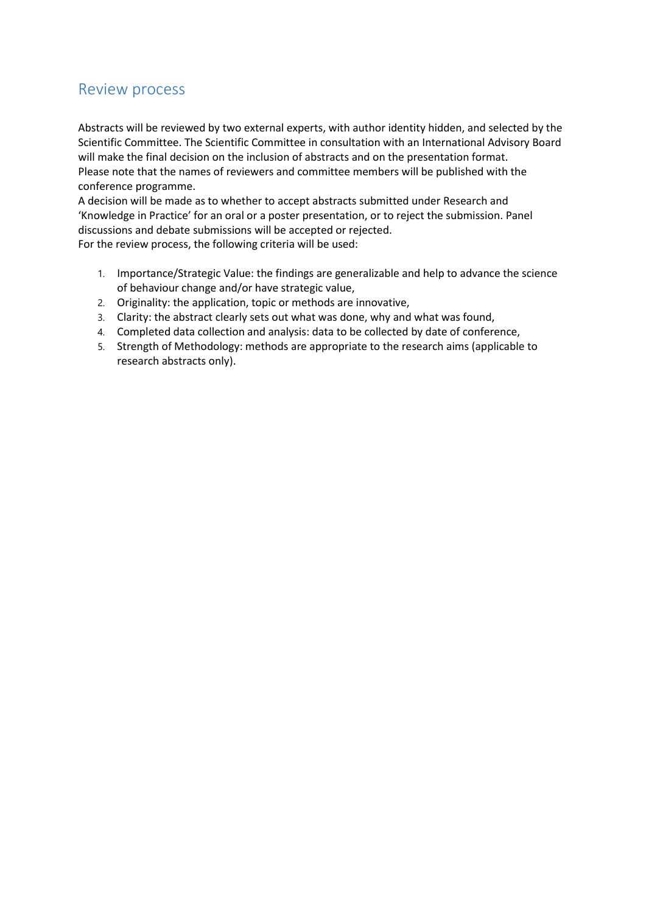## Review process

Abstracts will be reviewed by two external experts, with author identity hidden, and selected by the Scientific Committee. The Scientific Committee in consultation with an International Advisory Board will make the final decision on the inclusion of abstracts and on the presentation format.
Please note that the names of reviewers and committee members will be published with the conference programme.
A decision will be made as to whether to accept abstracts submitted under Research and 'Knowledge in Practice' for an oral or a poster presentation, or to reject the submission. Panel discussions and debate submissions will be accepted or rejected.
For the review process, the following criteria will be used:

1. Importance/Strategic Value: the findings are generalizable and help to advance the science of behaviour change and/or have strategic value,
2. Originality: the application, topic or methods are innovative,
3. Clarity: the abstract clearly sets out what was done, why and what was found,
4. Completed data collection and analysis: data to be collected by date of conference,
5. Strength of Methodology: methods are appropriate to the research aims (applicable to research abstracts only).